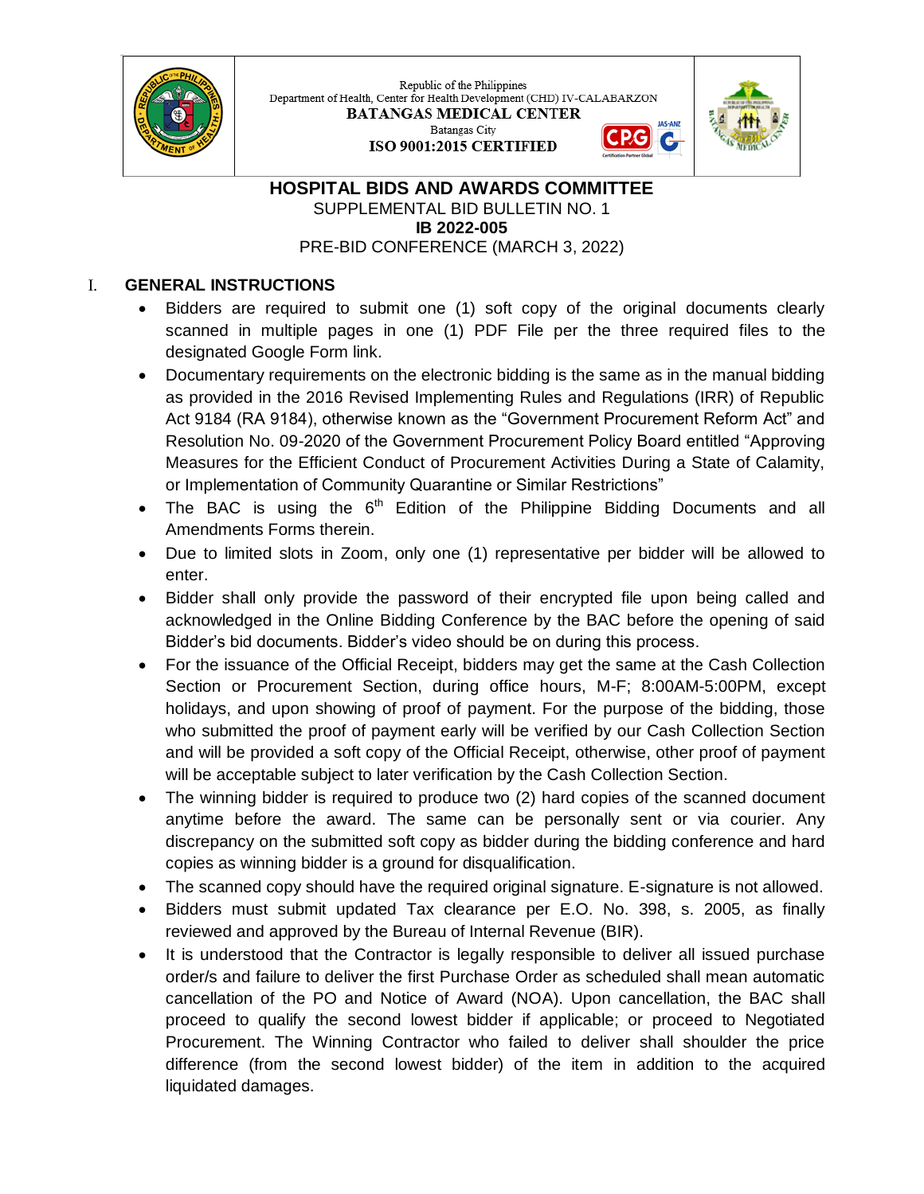Republic of the Philippines
Department of Health, Center for Health Development (CHD) IV-CALABARZON
**BATANGAS MEDICAL CENTER**
Batangas City
**ISO 9001:2015 CERTIFIED**

# HOSPITAL BIDS AND AWARDS COMMITTEE

SUPPLEMENTAL BID BULLETIN NO. 1

**IB 2022-005**

PRE-BID CONFERENCE (MARCH 3, 2022)

## I. GENERAL INSTRUCTIONS

- Bidders are required to submit one (1) soft copy of the original documents clearly scanned in multiple pages in one (1) PDF File per the three required files to the designated Google Form link.
- Documentary requirements on the electronic bidding is the same as in the manual bidding as provided in the 2016 Revised Implementing Rules and Regulations (IRR) of Republic Act 9184 (RA 9184), otherwise known as the "Government Procurement Reform Act" and Resolution No. 09-2020 of the Government Procurement Policy Board entitled "Approving Measures for the Efficient Conduct of Procurement Activities During a State of Calamity, or Implementation of Community Quarantine or Similar Restrictions"
- The BAC is using the 6th Edition of the Philippine Bidding Documents and all Amendments Forms therein.
- Due to limited slots in Zoom, only one (1) representative per bidder will be allowed to enter.
- Bidder shall only provide the password of their encrypted file upon being called and acknowledged in the Online Bidding Conference by the BAC before the opening of said Bidder's bid documents. Bidder's video should be on during this process.
- For the issuance of the Official Receipt, bidders may get the same at the Cash Collection Section or Procurement Section, during office hours, M-F; 8:00AM-5:00PM, except holidays, and upon showing of proof of payment. For the purpose of the bidding, those who submitted the proof of payment early will be verified by our Cash Collection Section and will be provided a soft copy of the Official Receipt, otherwise, other proof of payment will be acceptable subject to later verification by the Cash Collection Section.
- The winning bidder is required to produce two (2) hard copies of the scanned document anytime before the award. The same can be personally sent or via courier. Any discrepancy on the submitted soft copy as bidder during the bidding conference and hard copies as winning bidder is a ground for disqualification.
- The scanned copy should have the required original signature. E-signature is not allowed.
- Bidders must submit updated Tax clearance per E.O. No. 398, s. 2005, as finally reviewed and approved by the Bureau of Internal Revenue (BIR).
- It is understood that the Contractor is legally responsible to deliver all issued purchase order/s and failure to deliver the first Purchase Order as scheduled shall mean automatic cancellation of the PO and Notice of Award (NOA). Upon cancellation, the BAC shall proceed to qualify the second lowest bidder if applicable; or proceed to Negotiated Procurement. The Winning Contractor who failed to deliver shall shoulder the price difference (from the second lowest bidder) of the item in addition to the acquired liquidated damages.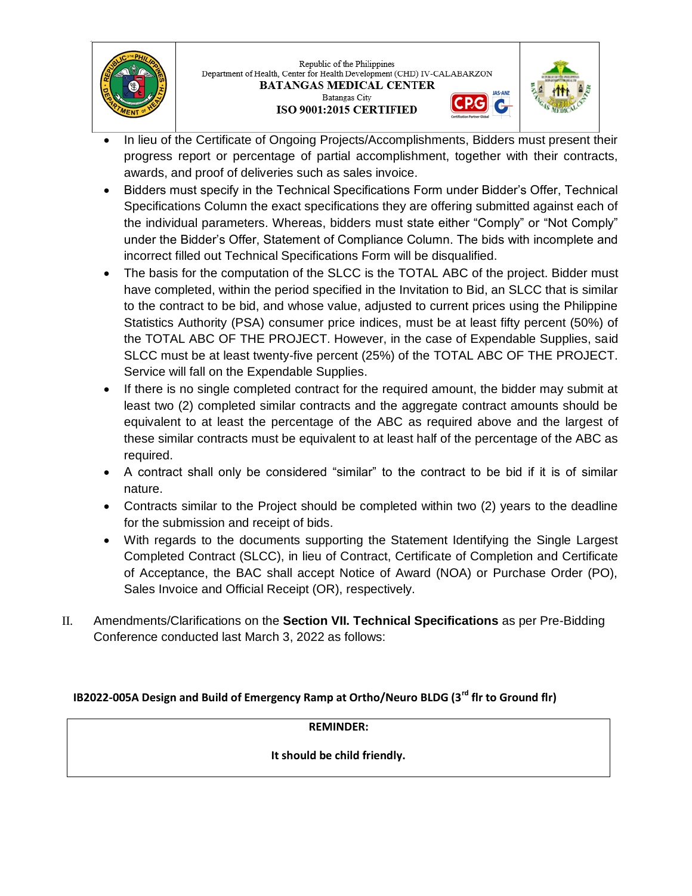- In lieu of the Certificate of Ongoing Projects/Accomplishments, Bidders must present their progress report or percentage of partial accomplishment, together with their contracts, awards, and proof of deliveries such as sales invoice.
- Bidders must specify in the Technical Specifications Form under Bidder's Offer, Technical Specifications Column the exact specifications they are offering submitted against each of the individual parameters. Whereas, bidders must state either "Comply" or "Not Comply" under the Bidder's Offer, Statement of Compliance Column. The bids with incomplete and incorrect filled out Technical Specifications Form will be disqualified.
- The basis for the computation of the SLCC is the TOTAL ABC of the project. Bidder must have completed, within the period specified in the Invitation to Bid, an SLCC that is similar to the contract to be bid, and whose value, adjusted to current prices using the Philippine Statistics Authority (PSA) consumer price indices, must be at least fifty percent (50%) of the TOTAL ABC OF THE PROJECT. However, in the case of Expendable Supplies, said SLCC must be at least twenty-five percent (25%) of the TOTAL ABC OF THE PROJECT. Service will fall on the Expendable Supplies.
- If there is no single completed contract for the required amount, the bidder may submit at least two (2) completed similar contracts and the aggregate contract amounts should be equivalent to at least the percentage of the ABC as required above and the largest of these similar contracts must be equivalent to at least half of the percentage of the ABC as required.
- A contract shall only be considered "similar" to the contract to be bid if it is of similar nature.
- Contracts similar to the Project should be completed within two (2) years to the deadline for the submission and receipt of bids.
- With regards to the documents supporting the Statement Identifying the Single Largest Completed Contract (SLCC), in lieu of Contract, Certificate of Completion and Certificate of Acceptance, the BAC shall accept Notice of Award (NOA) or Purchase Order (PO), Sales Invoice and Official Receipt (OR), respectively.

II. Amendments/Clarifications on the **Section VII. Technical Specifications** as per Pre-Bidding Conference conducted last March 3, 2022 as follows:

**IB2022-005A Design and Build of Emergency Ramp at Ortho/Neuro BLDG (3rd flr to Ground flr)**

| REMINDER: |
|---|
| **It should be child friendly.** |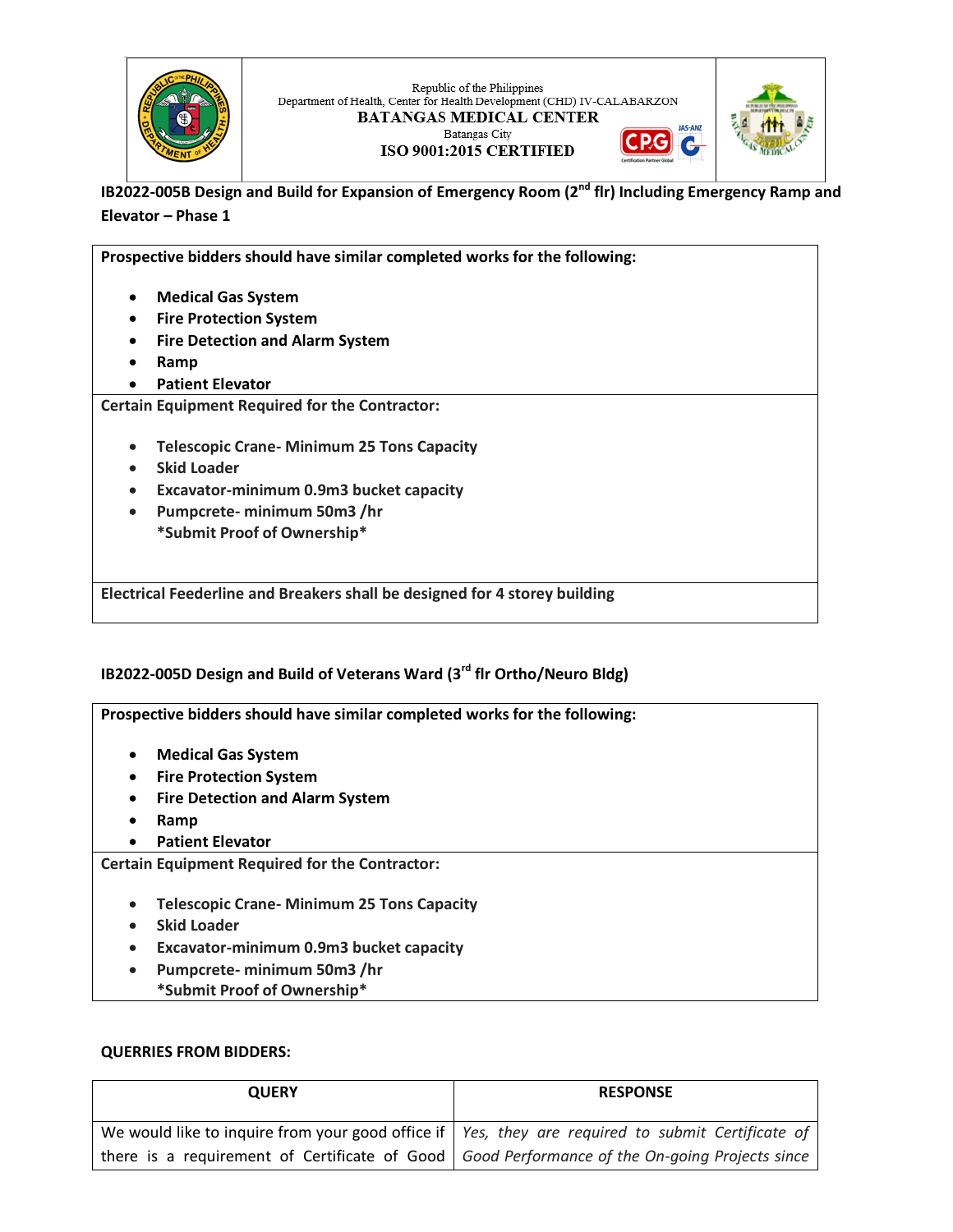Republic of the Philippines
Department of Health, Center for Health Development (CHD) IV-CALABARZON
**BATANGAS MEDICAL CENTER**
Batangas City
**ISO 9001:2015 CERTIFIED**

**IB2022-005B Design and Build for Expansion of Emergency Room (2nd flr) Including Emergency Ramp and Elevator – Phase 1**

| **Prospective bidders should have similar completed works for the following:**<br><br>• **Medical Gas System**<br>• **Fire Protection System**<br>• **Fire Detection and Alarm System**<br>• **Ramp**<br>• **Patient Elevator** |
|---|
| **Certain Equipment Required for the Contractor:**<br><br>• **Telescopic Crane- Minimum 25 Tons Capacity**<br>• **Skid Loader**<br>• **Excavator-minimum 0.9m3 bucket capacity**<br>• **Pumpcrete- minimum 50m3 /hr**<br>**\*Submit Proof of Ownership\*** |
| **Electrical Feederline and Breakers shall be designed for 4 storey building** |

**IB2022-005D Design and Build of Veterans Ward (3rd flr Ortho/Neuro Bldg)**

| **Prospective bidders should have similar completed works for the following:**<br><br>• **Medical Gas System**<br>• **Fire Protection System**<br>• **Fire Detection and Alarm System**<br>• **Ramp**<br>• **Patient Elevator** |
|---|
| **Certain Equipment Required for the Contractor:**<br><br>• **Telescopic Crane- Minimum 25 Tons Capacity**<br>• **Skid Loader**<br>• **Excavator-minimum 0.9m3 bucket capacity**<br>• **Pumpcrete- minimum 50m3 /hr**<br>**\*Submit Proof of Ownership\*** |

**QUERRIES FROM BIDDERS:**

| QUERY | RESPONSE |
|---|---|
| We would like to inquire from your good office if there is a requirement of Certificate of Good | *Yes, they are required to submit Certificate of Good Performance of the On-going Projects since* |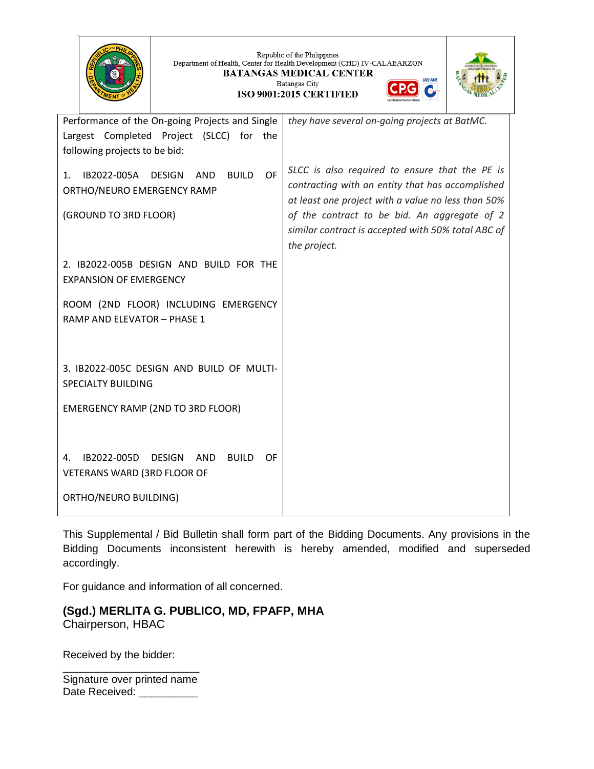Republic of the Philippines
Department of Health, Center for Health Development (CHD) IV-CALABARZON
**BATANGAS MEDICAL CENTER**
Batangas City
**ISO 9001:2015 CERTIFIED**

| | |
|---|---|
| Performance of the On-going Projects and Single Largest Completed Project (SLCC) for the following projects to be bid:<br><br>1. IB2022-005A DESIGN AND BUILD OF ORTHO/NEURO EMERGENCY RAMP<br><br>(GROUND TO 3RD FLOOR)<br><br>2. IB2022-005B DESIGN AND BUILD FOR THE EXPANSION OF EMERGENCY<br><br>ROOM (2ND FLOOR) INCLUDING EMERGENCY RAMP AND ELEVATOR – PHASE 1<br><br>3. IB2022-005C DESIGN AND BUILD OF MULTI-SPECIALTY BUILDING<br><br>EMERGENCY RAMP (2ND TO 3RD FLOOR)<br><br>4. IB2022-005D DESIGN AND BUILD OF VETERANS WARD (3RD FLOOR OF<br><br>ORTHO/NEURO BUILDING) | *they have several on-going projects at BatMC.*<br><br>*SLCC is also required to ensure that the PE is contracting with an entity that has accomplished at least one project with a value no less than 50% of the contract to be bid. An aggregate of 2 similar contract is accepted with 50% total ABC of the project.* |

This Supplemental / Bid Bulletin shall form part of the Bidding Documents. Any provisions in the Bidding Documents inconsistent herewith is hereby amended, modified and superseded accordingly.

For guidance and information of all concerned.

**(Sgd.) MERLITA G. PUBLICO, MD, FPAFP, MHA**
Chairperson, HBAC

Received by the bidder:

______________________
Signature over printed name
Date Received: __________